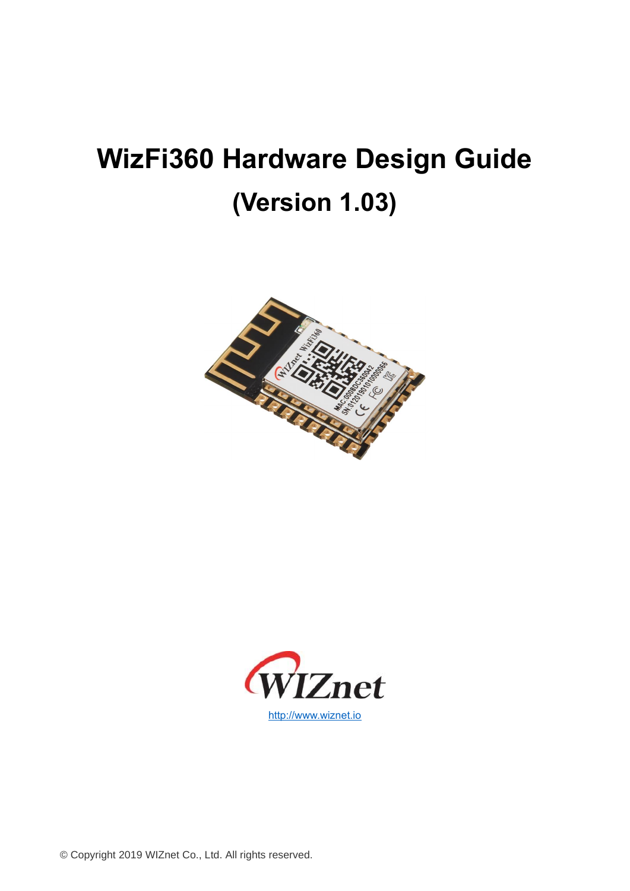# WizFi360 Hardware Design Guide

## (Version 1.03)

http://www.wiznet.io

© Copyright 2019 WIZnet Co., Ltd. All rights reserved.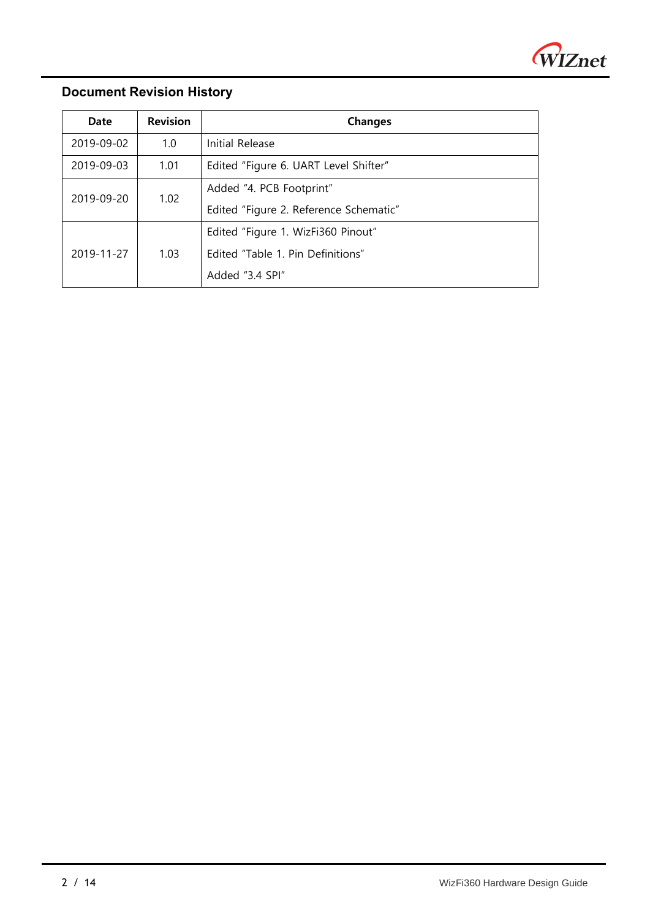## Document Revision History

| Date | Revision | Changes |
| --- | --- | --- |
| 2019-09-02 | 1.0 | Initial Release |
| 2019-09-03 | 1.01 | Edited "Figure 6. UART Level Shifter" |
| 2019-09-20 | 1.02 | Added "4. PCB Footprint"<br>Edited "Figure 2. Reference Schematic" |
| 2019-11-27 | 1.03 | Edited "Figure 1. WizFi360 Pinout"<br>Edited "Table 1. Pin Definitions"<br>Added "3.4 SPI" |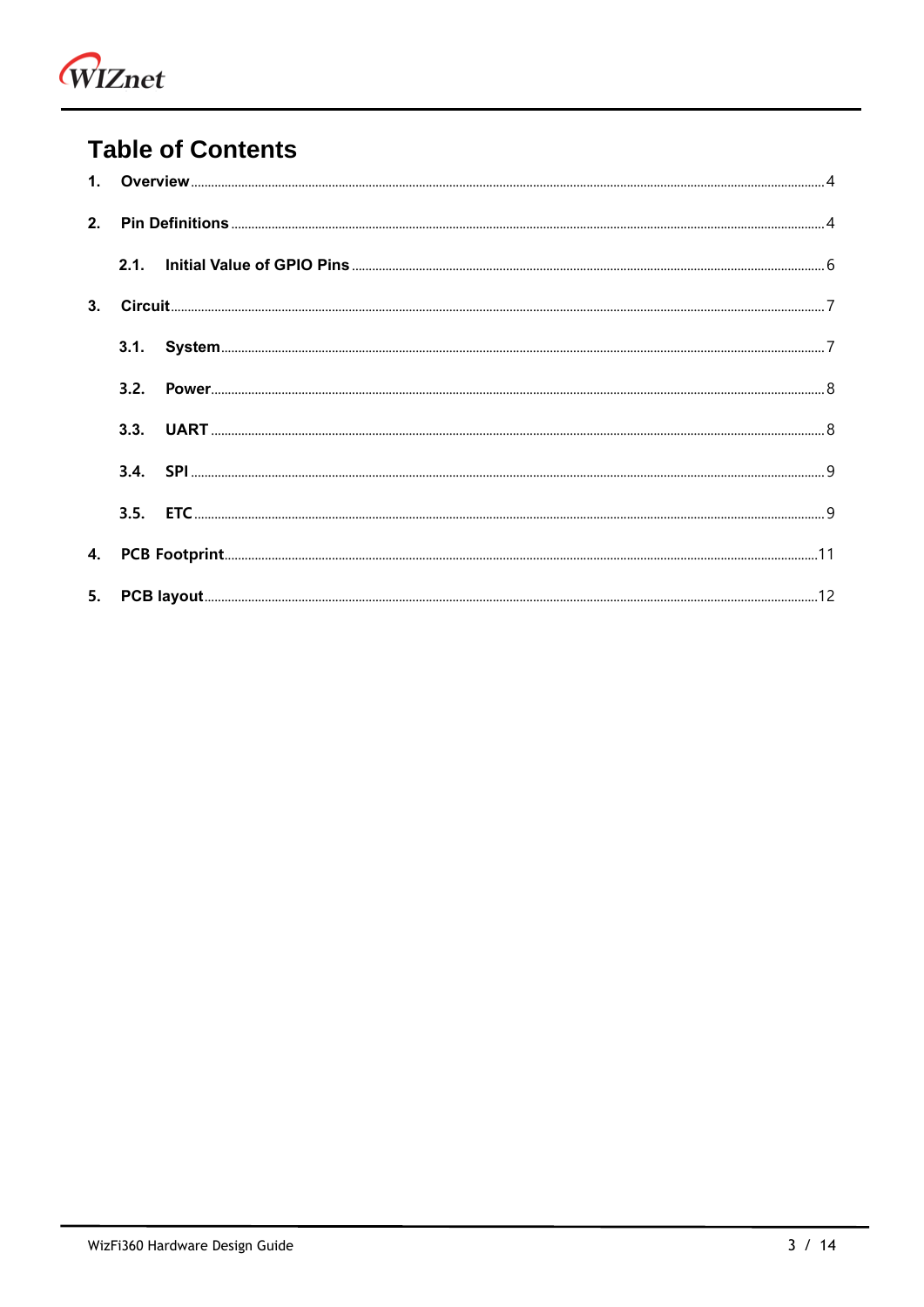# Table of Contents

1. **Overview** ........................................ 4
2. **Pin Definitions** ........................................ 4
   - 2.1. **Initial Value of GPIO Pins** ........................................ 6
3. **Circuit** ........................................ 7
   - 3.1. **System** ........................................ 7
   - 3.2. **Power** ........................................ 8
   - 3.3. **UART** ........................................ 8
   - 3.4. **SPI** ........................................ 9
   - 3.5. **ETC** ........................................ 9
4. **PCB Footprint** ........................................ 11
5. **PCB layout** ........................................ 12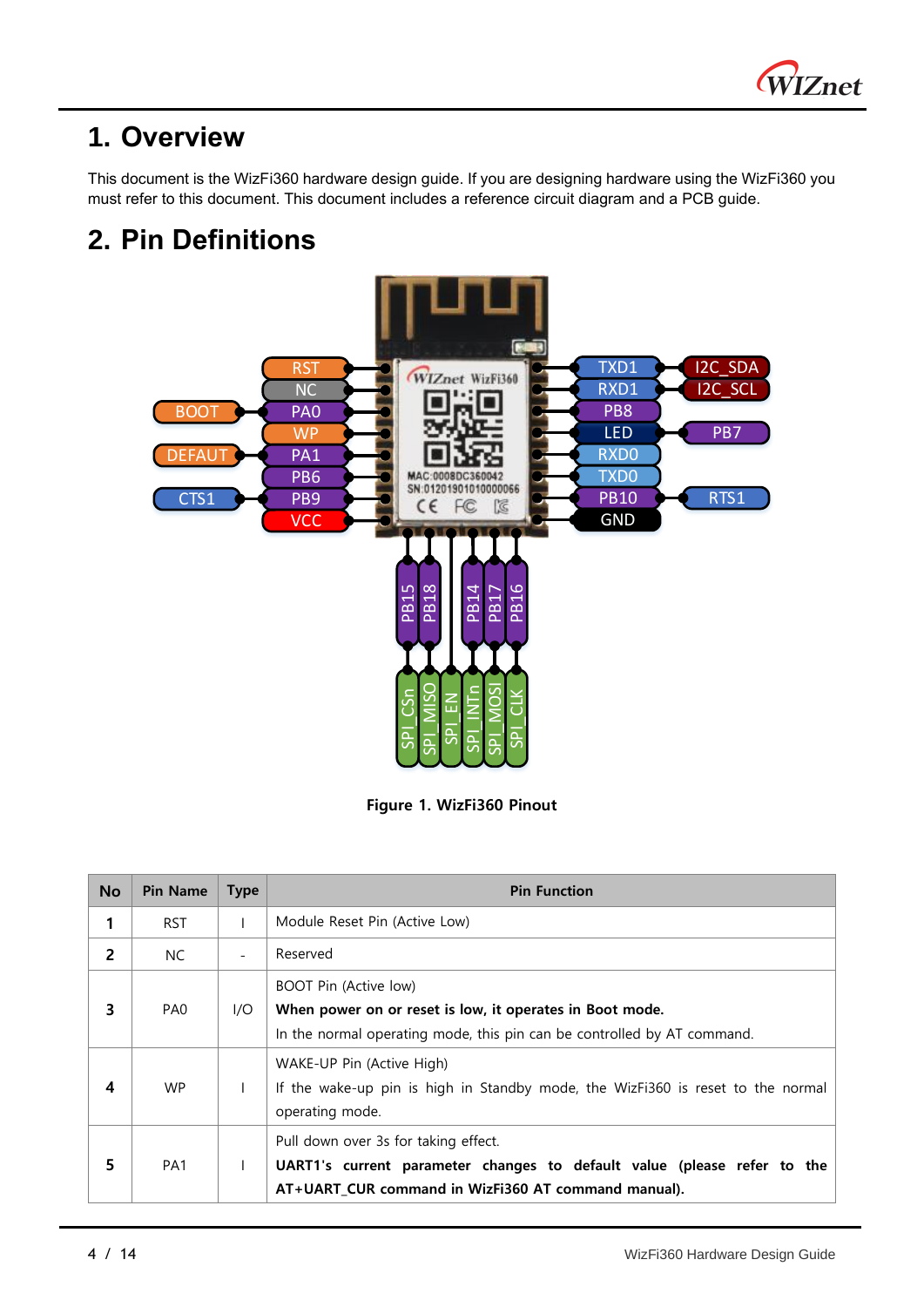# 1. Overview

This document is the WizFi360 hardware design guide. If you are designing hardware using the WizFi360 you must refer to this document. This document includes a reference circuit diagram and a PCB guide.

# 2. Pin Definitions

**Figure 1. WizFi360 Pinout**

| No | Pin Name | Type | Pin Function |
|---|---|---|---|
| **1** | RST | I | Module Reset Pin (Active Low) |
| **2** | NC | - | Reserved |
| **3** | PA0 | I/O | BOOT Pin (Active low)<br>**When power on or reset is low, it operates in Boot mode.**<br>In the normal operating mode, this pin can be controlled by AT command. |
| **4** | WP | I | WAKE-UP Pin (Active High)<br>If the wake-up pin is high in Standby mode, the WizFi360 is reset to the normal operating mode. |
| **5** | PA1 | I | Pull down over 3s for taking effect.<br>**UART1's current parameter changes to default value (please refer to the AT+UART_CUR command in WizFi360 AT command manual).** |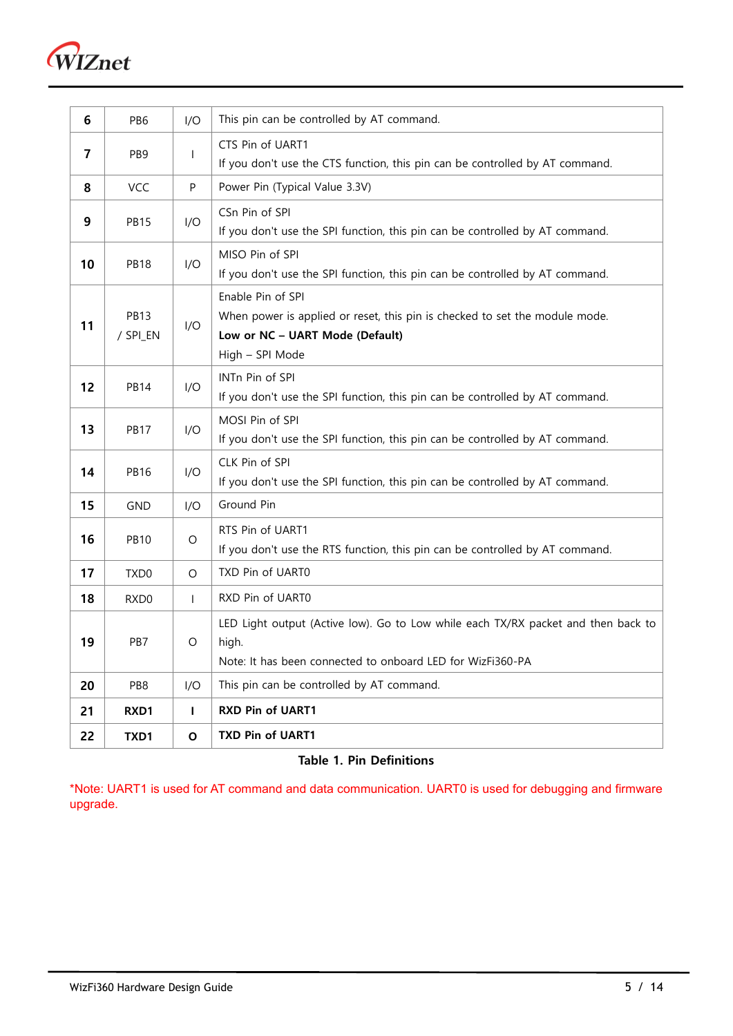| 6 | PB6 | I/O | This pin can be controlled by AT command. |
|---|---|---|---|
| 7 | PB9 | I | CTS Pin of UART1<br>If you don't use the CTS function, this pin can be controlled by AT command. |
| 8 | VCC | P | Power Pin (Typical Value 3.3V) |
| 9 | PB15 | I/O | CSn Pin of SPI<br>If you don't use the SPI function, this pin can be controlled by AT command. |
| 10 | PB18 | I/O | MISO Pin of SPI<br>If you don't use the SPI function, this pin can be controlled by AT command. |
| 11 | PB13 / SPI_EN | I/O | Enable Pin of SPI<br>When power is applied or reset, this pin is checked to set the module mode.<br>**Low or NC – UART Mode (Default)**<br>High – SPI Mode |
| 12 | PB14 | I/O | INTn Pin of SPI<br>If you don't use the SPI function, this pin can be controlled by AT command. |
| 13 | PB17 | I/O | MOSI Pin of SPI<br>If you don't use the SPI function, this pin can be controlled by AT command. |
| 14 | PB16 | I/O | CLK Pin of SPI<br>If you don't use the SPI function, this pin can be controlled by AT command. |
| 15 | GND | I/O | Ground Pin |
| 16 | PB10 | O | RTS Pin of UART1<br>If you don't use the RTS function, this pin can be controlled by AT command. |
| 17 | TXD0 | O | TXD Pin of UART0 |
| 18 | RXD0 | I | RXD Pin of UART0 |
| 19 | PB7 | O | LED Light output (Active low). Go to Low while each TX/RX packet and then back to high.<br>Note: It has been connected to onboard LED for WizFi360-PA |
| 20 | PB8 | I/O | This pin can be controlled by AT command. |
| 21 | **RXD1** | **I** | **RXD Pin of UART1** |
| 22 | **TXD1** | **O** | **TXD Pin of UART1** |

**Table 1. Pin Definitions**

*Note: UART1 is used for AT command and data communication. UART0 is used for debugging and firmware upgrade.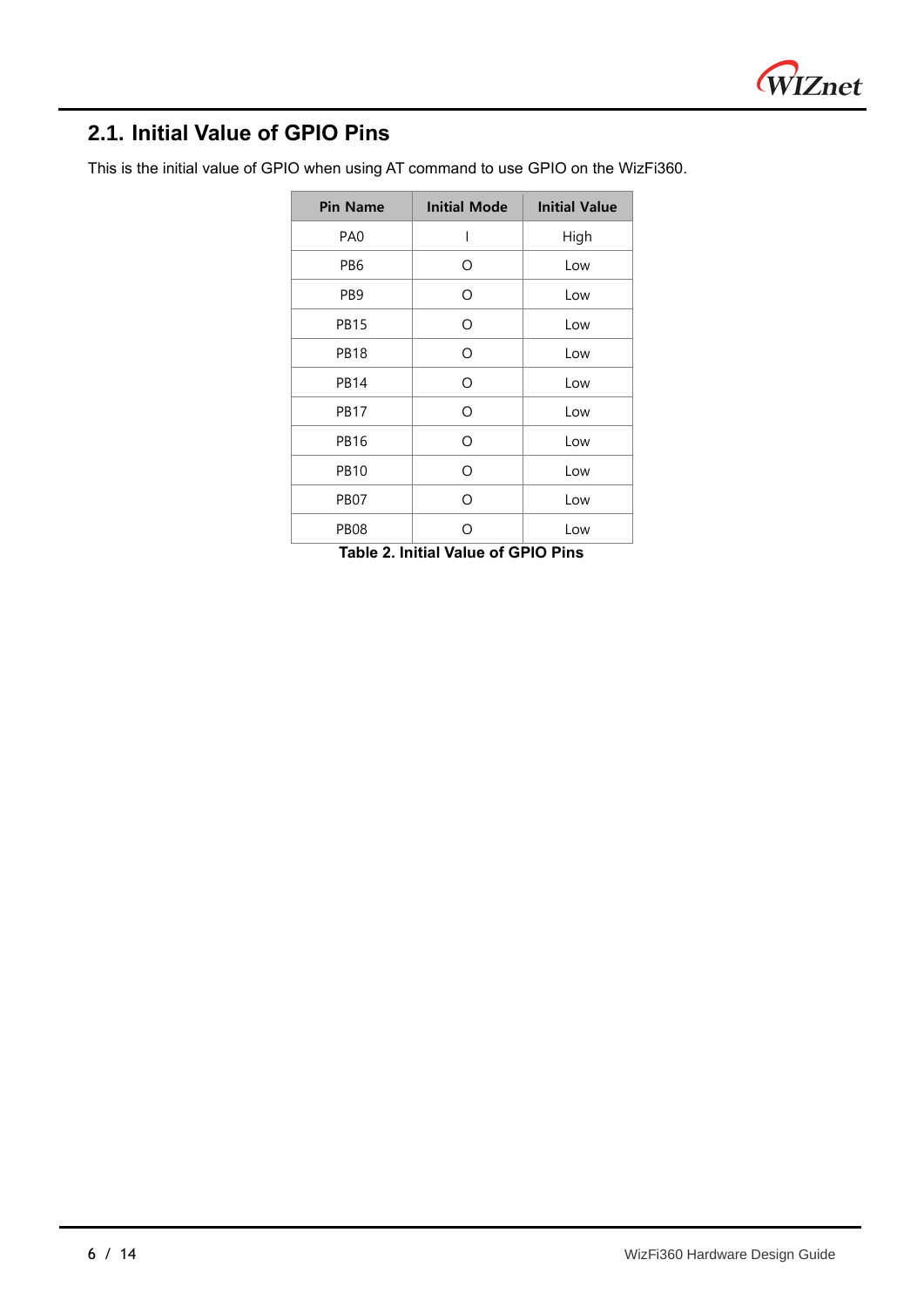## 2.1. Initial Value of GPIO Pins

This is the initial value of GPIO when using AT command to use GPIO on the WizFi360.

| Pin Name | Initial Mode | Initial Value |
|---|---|---|
| PA0 | I | High |
| PB6 | O | Low |
| PB9 | O | Low |
| PB15 | O | Low |
| PB18 | O | Low |
| PB14 | O | Low |
| PB17 | O | Low |
| PB16 | O | Low |
| PB10 | O | Low |
| PB07 | O | Low |
| PB08 | O | Low |

**Table 2. Initial Value of GPIO Pins**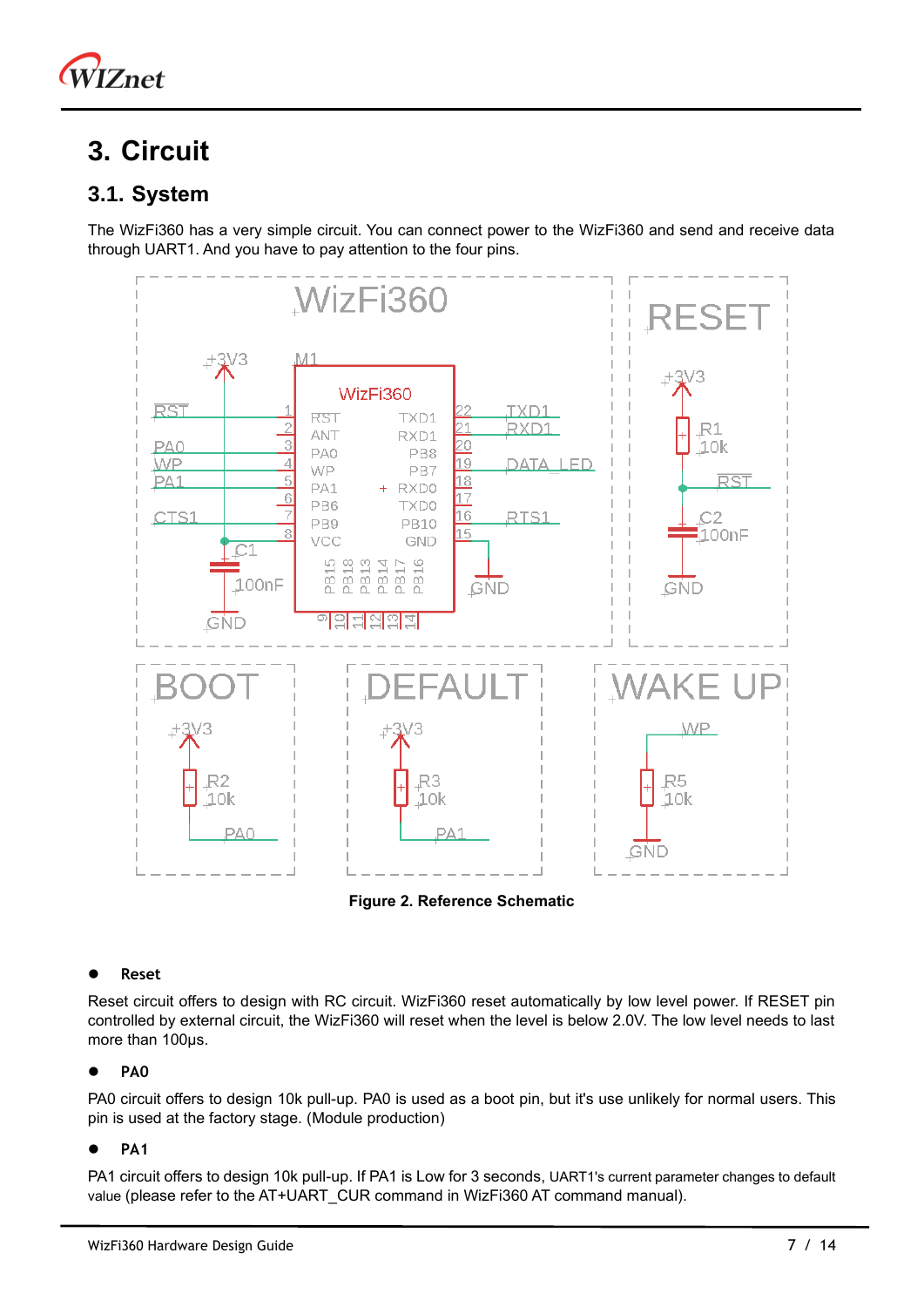# 3. Circuit

## 3.1. System

The WizFi360 has a very simple circuit. You can connect power to the WizFi360 and send and receive data through UART1. And you have to pay attention to the four pins.

Figure 2. Reference Schematic

- **Reset**

Reset circuit offers to design with RC circuit. WizFi360 reset automatically by low level power. If RESET pin controlled by external circuit, the WizFi360 will reset when the level is below 2.0V. The low level needs to last more than 100μs.

- **PA0**

PA0 circuit offers to design 10k pull-up. PA0 is used as a boot pin, but it's use unlikely for normal users. This pin is used at the factory stage. (Module production)

- **PA1**

PA1 circuit offers to design 10k pull-up. If PA1 is Low for 3 seconds, UART1's current parameter changes to default value (please refer to the AT+UART_CUR command in WizFi360 AT command manual).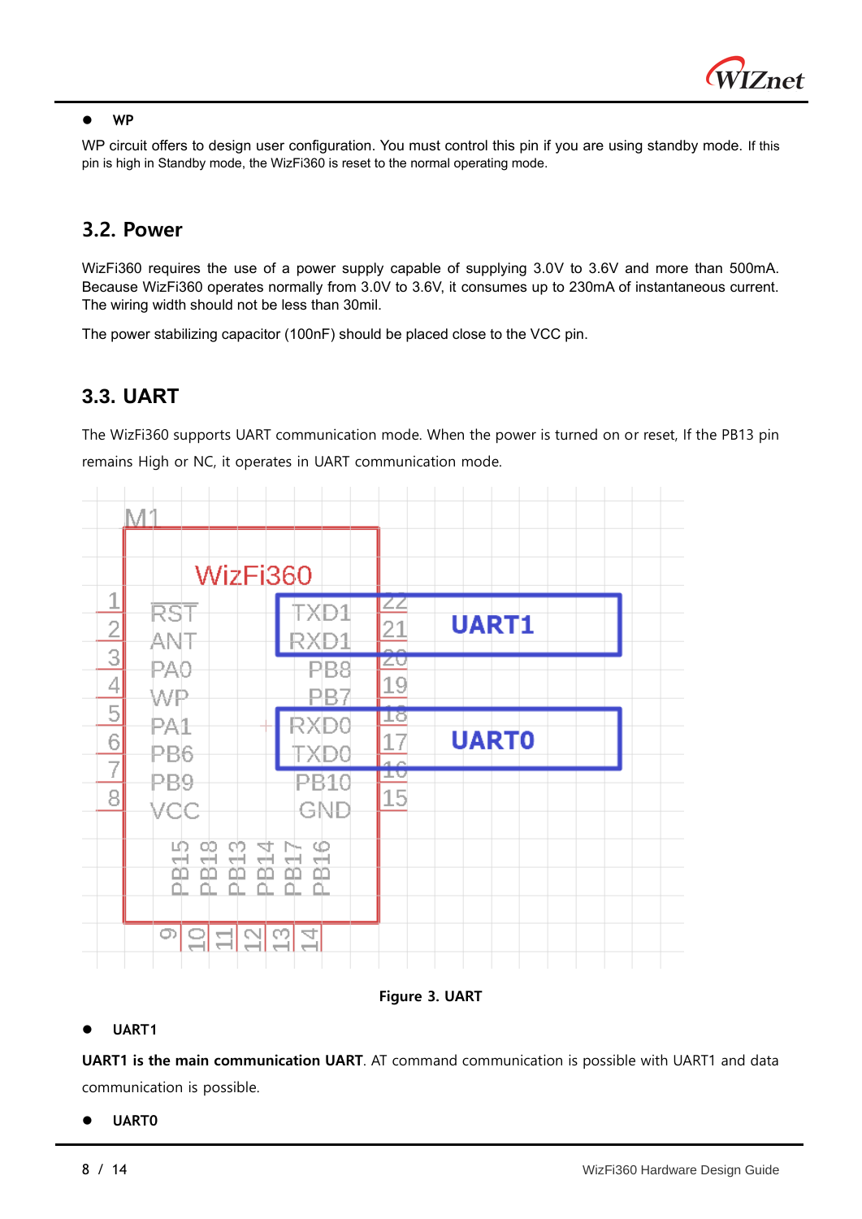- **WP**

WP circuit offers to design user configuration. You must control this pin if you are using standby mode. If this pin is high in Standby mode, the WizFi360 is reset to the normal operating mode.

## 3.2. Power

WizFi360 requires the use of a power supply capable of supplying 3.0V to 3.6V and more than 500mA. Because WizFi360 operates normally from 3.0V to 3.6V, it consumes up to 230mA of instantaneous current. The wiring width should not be less than 30mil.

The power stabilizing capacitor (100nF) should be placed close to the VCC pin.

## 3.3. UART

The WizFi360 supports UART communication mode. When the power is turned on or reset, If the PB13 pin remains High or NC, it operates in UART communication mode.

**Figure 3. UART**

- **UART1**

**UART1 is the main communication UART**. AT command communication is possible with UART1 and data communication is possible.

- **UART0**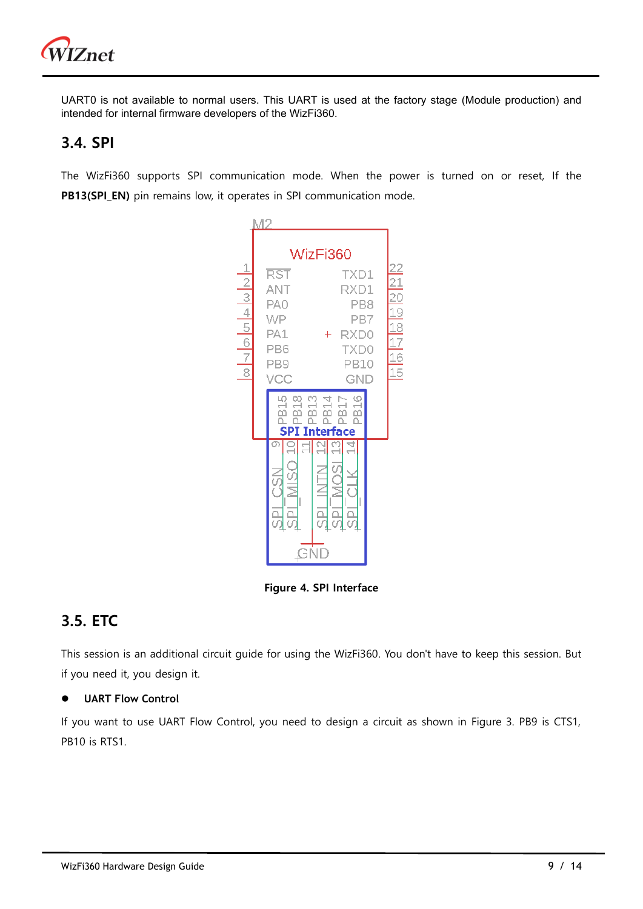UART0 is not available to normal users. This UART is used at the factory stage (Module production) and intended for internal firmware developers of the WizFi360.

## 3.4. SPI

The WizFi360 supports SPI communication mode. When the power is turned on or reset, If the **PB13(SPI_EN)** pin remains low, it operates in SPI communication mode.

**Figure 4. SPI Interface**

## 3.5. ETC

This session is an additional circuit guide for using the WizFi360. You don't have to keep this session. But if you need it, you design it.

- **UART Flow Control**

If you want to use UART Flow Control, you need to design a circuit as shown in Figure 3. PB9 is CTS1, PB10 is RTS1.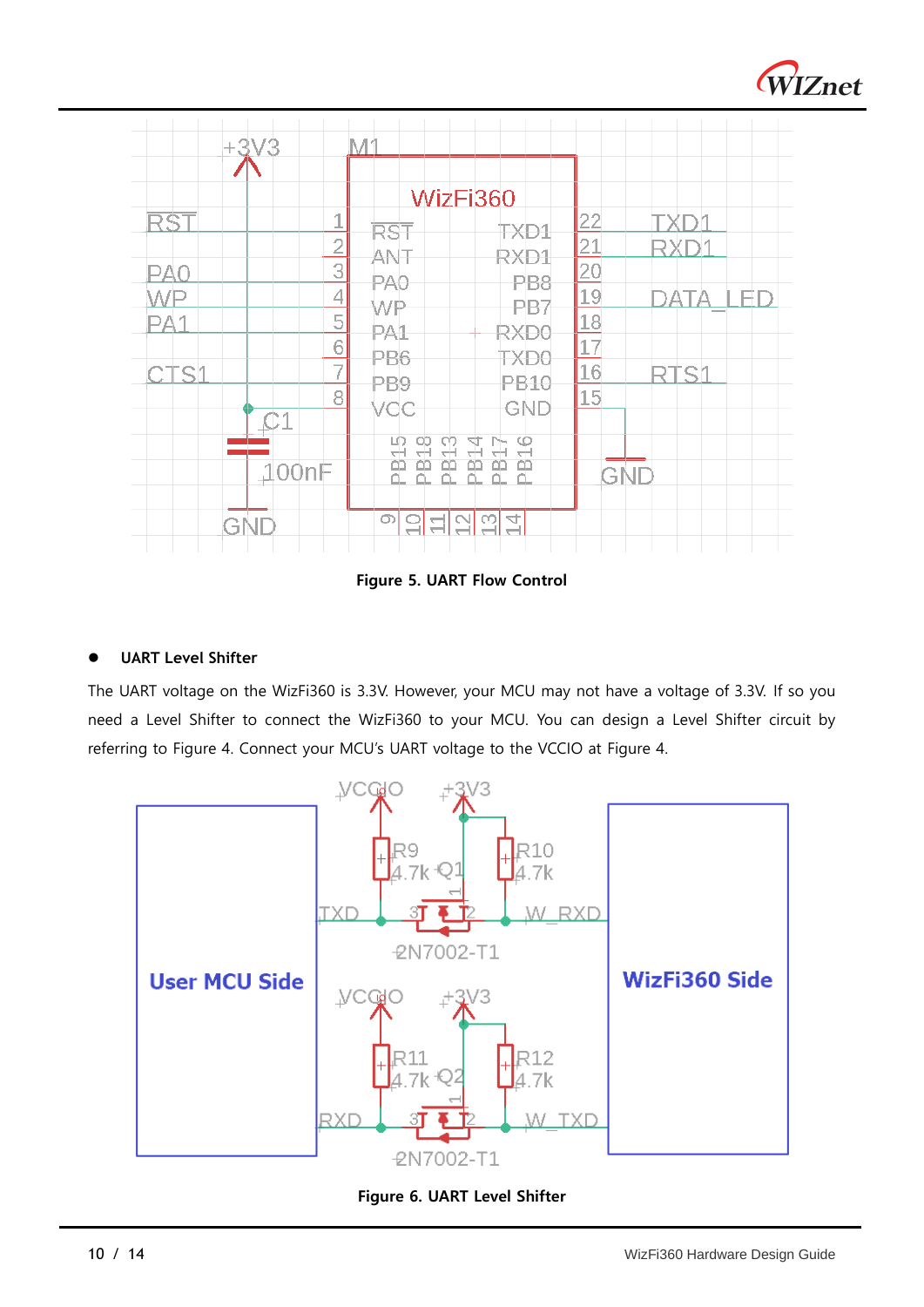Figure 5. UART Flow Control

- **UART Level Shifter**

The UART voltage on the WizFi360 is 3.3V. However, your MCU may not have a voltage of 3.3V. If so you need a Level Shifter to connect the WizFi360 to your MCU. You can design a Level Shifter circuit by referring to Figure 4. Connect your MCU's UART voltage to the VCCIO at Figure 4.

Figure 6. UART Level Shifter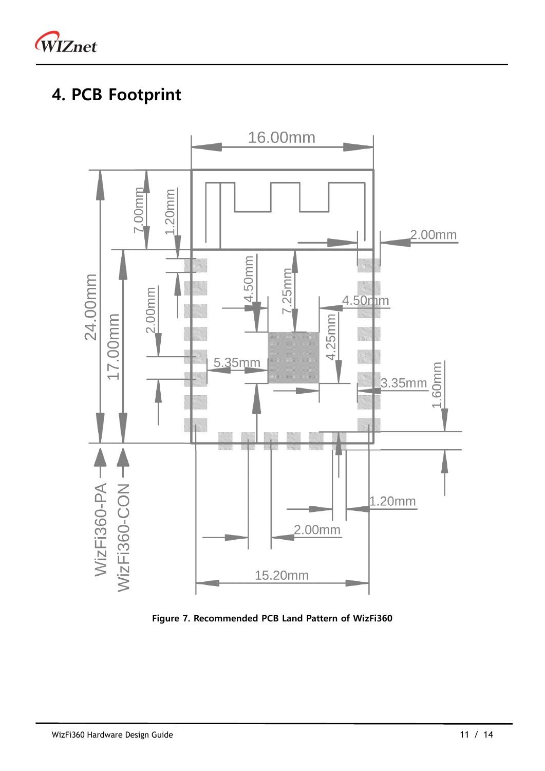# 4. PCB Footprint

Figure 7. Recommended PCB Land Pattern of WizFi360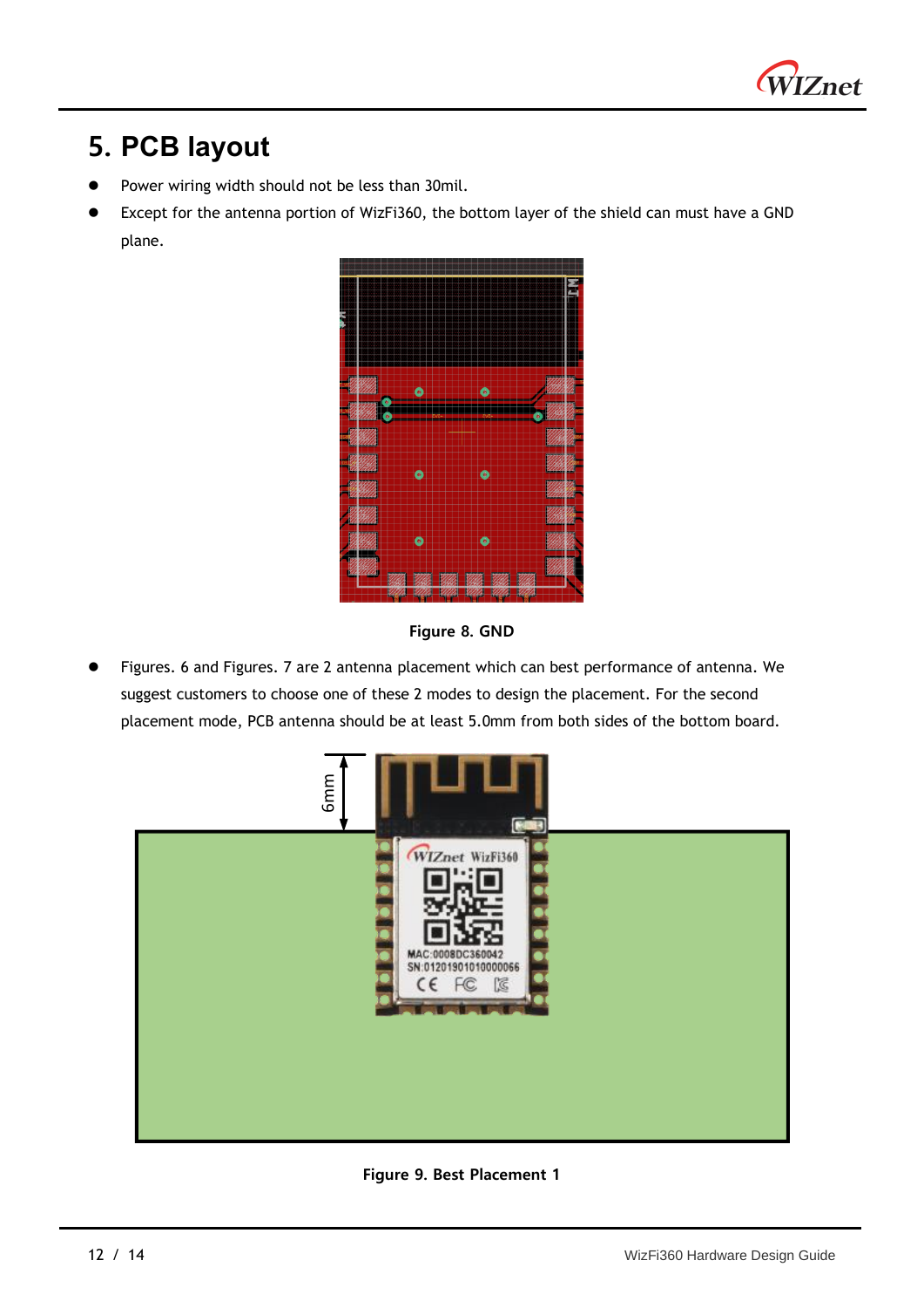# 5. PCB layout

- Power wiring width should not be less than 30mil.
- Except for the antenna portion of WizFi360, the bottom layer of the shield can must have a GND plane.

**Figure 8. GND**

- Figures. 6 and Figures. 7 are 2 antenna placement which can best performance of antenna. We suggest customers to choose one of these 2 modes to design the placement. For the second placement mode, PCB antenna should be at least 5.0mm from both sides of the bottom board.

**Figure 9. Best Placement 1**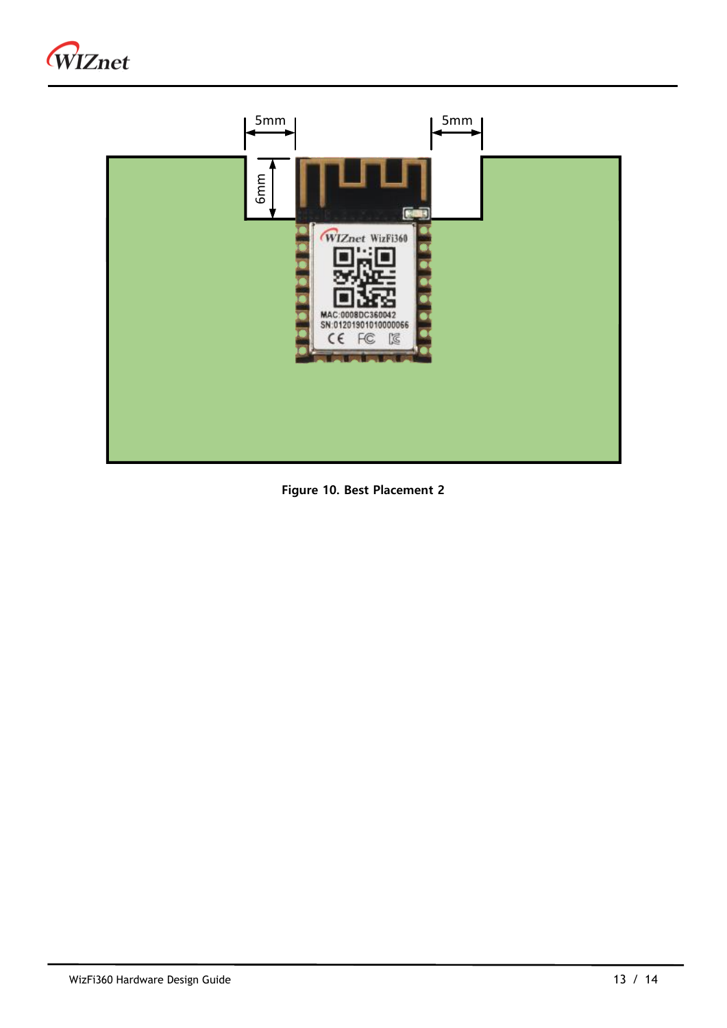Figure 10. Best Placement 2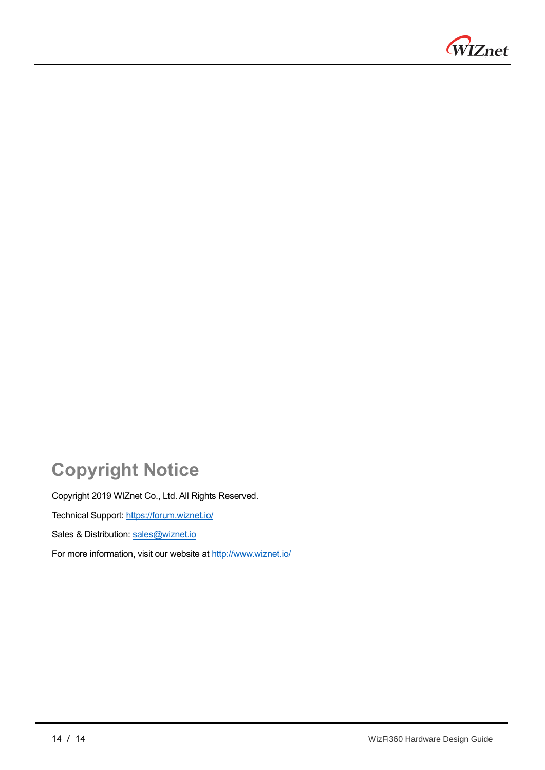# Copyright Notice

Copyright 2019 WIZnet Co., Ltd. All Rights Reserved.

Technical Support: https://forum.wiznet.io/

Sales & Distribution: sales@wiznet.io

For more information, visit our website at http://www.wiznet.io/